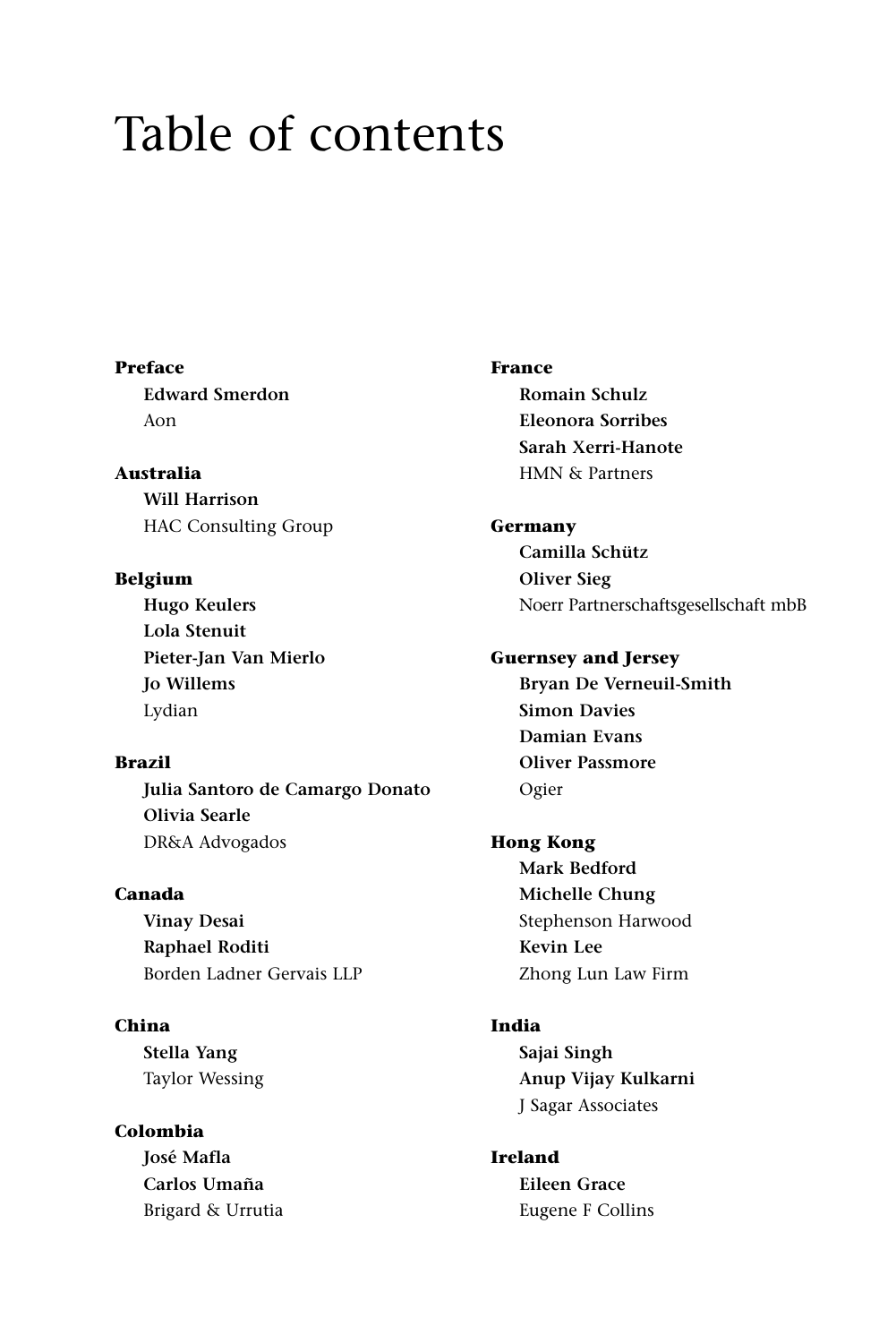# Table of contents

**Preface**
**Edward Smerdon**
Aon

**Australia**
**Will Harrison**
HAC Consulting Group

**Belgium**
**Hugo Keulers**
**Lola Stenuit**
**Pieter-Jan Van Mierlo**
**Jo Willems**
Lydian

**Brazil**
**Julia Santoro de Camargo Donato**
**Olivia Searle**
DR&A Advogados

**Canada**
**Vinay Desai**
**Raphael Roditi**
Borden Ladner Gervais LLP

**China**
**Stella Yang**
Taylor Wessing

**Colombia**
**José Mafla**
**Carlos Umaña**
Brigard & Urrutia

**France**
**Romain Schulz**
**Eleonora Sorribes**
**Sarah Xerri-Hanote**
HMN & Partners

**Germany**
**Camilla Schütz**
**Oliver Sieg**
Noerr Partnerschaftsgesellschaft mbB

**Guernsey and Jersey**
**Bryan De Verneuil-Smith**
**Simon Davies**
**Damian Evans**
**Oliver Passmore**
Ogier

**Hong Kong**
**Mark Bedford**
**Michelle Chung**
Stephenson Harwood
**Kevin Lee**
Zhong Lun Law Firm

**India**
**Sajai Singh**
**Anup Vijay Kulkarni**
J Sagar Associates

**Ireland**
**Eileen Grace**
Eugene F Collins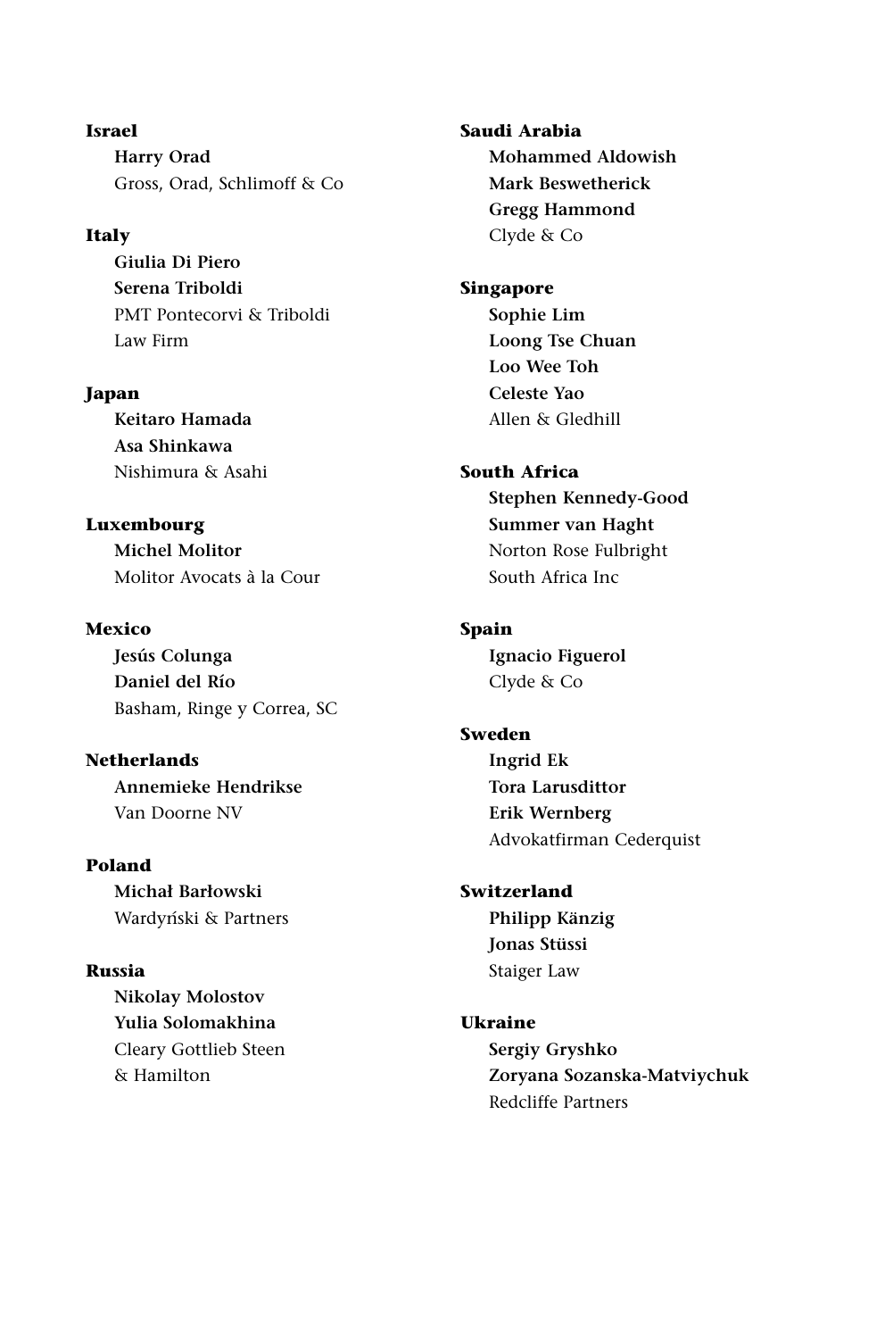**Israel**

**Harry Orad**
Gross, Orad, Schlimoff & Co

**Italy**

**Giulia Di Piero**
**Serena Triboldi**
PMT Pontecorvi & Triboldi Law Firm

**Japan**

**Keitaro Hamada**
**Asa Shinkawa**
Nishimura & Asahi

**Luxembourg**

**Michel Molitor**
Molitor Avocats à la Cour

**Mexico**

**Jesús Colunga**
**Daniel del Río**
Basham, Ringe y Correa, SC

**Netherlands**

**Annemieke Hendrikse**
Van Doorne NV

**Poland**

**Michał Barłowski**
Wardyński & Partners

**Russia**

**Nikolay Molostov**
**Yulia Solomakhina**
Cleary Gottlieb Steen & Hamilton

**Saudi Arabia**

**Mohammed Aldowish**
**Mark Beswetherick**
**Gregg Hammond**
Clyde & Co

**Singapore**

**Sophie Lim**
**Loong Tse Chuan**
**Loo Wee Toh**
**Celeste Yao**
Allen & Gledhill

**South Africa**

**Stephen Kennedy-Good**
**Summer van Haght**
Norton Rose Fulbright South Africa Inc

**Spain**

**Ignacio Figuerol**
Clyde & Co

**Sweden**

**Ingrid Ek**
**Tora Larusdittor**
**Erik Wernberg**
Advokatfirman Cederquist

**Switzerland**

**Philipp Känzig**
**Jonas Stüssi**
Staiger Law

**Ukraine**

**Sergiy Gryshko**
**Zoryana Sozanska-Matviychuk**
Redcliffe Partners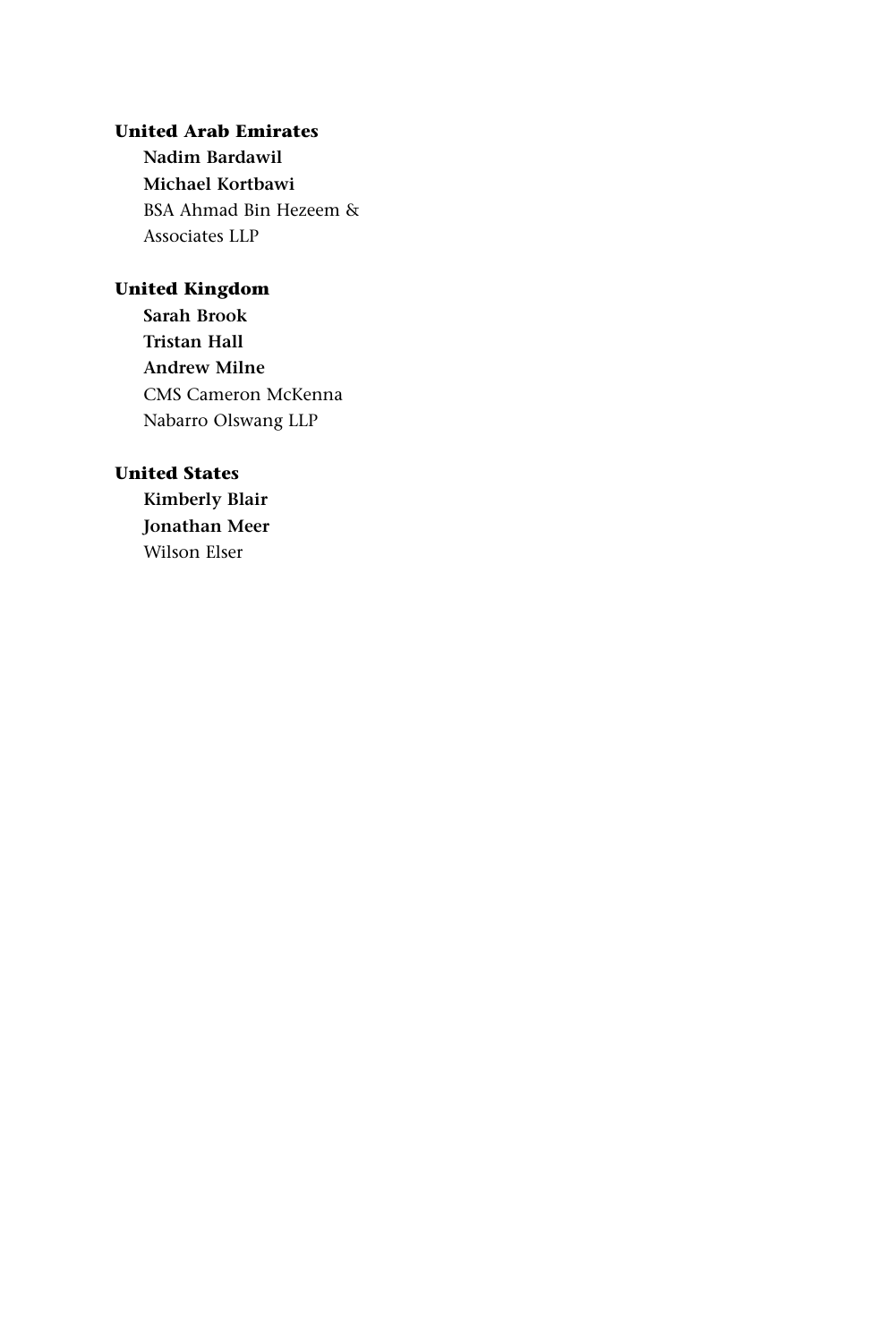**United Arab Emirates**

**Nadim Bardawil**
**Michael Kortbawi**
BSA Ahmad Bin Hezeem & Associates LLP

**United Kingdom**

**Sarah Brook**
**Tristan Hall**
**Andrew Milne**
CMS Cameron McKenna Nabarro Olswang LLP

**United States**

**Kimberly Blair**
**Jonathan Meer**
Wilson Elser